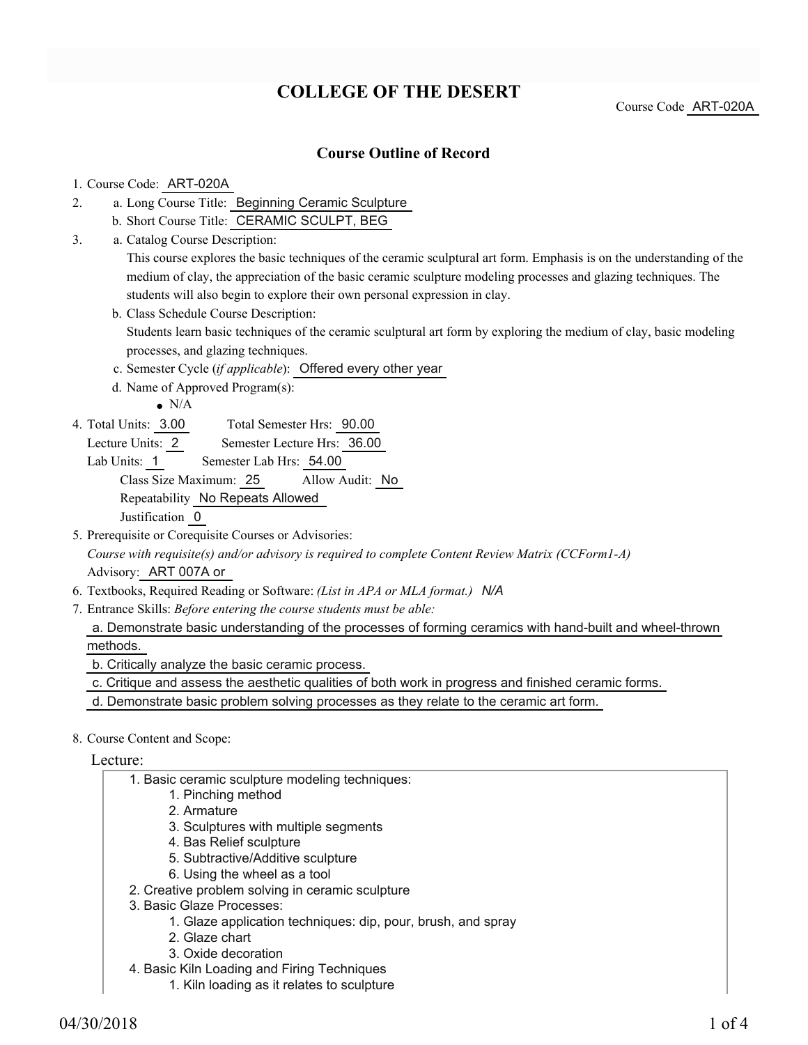# COLLEGE OF THE DESERT

Course Code ART-020A

## Course Outline of Record

1. Course Code: ART-020A
2. a. Long Course Title: Beginning Ceramic Sculpture
   b. Short Course Title: CERAMIC SCULPT, BEG
3. a. Catalog Course Description:
   This course explores the basic techniques of the ceramic sculptural art form. Emphasis is on the understanding of the medium of clay, the appreciation of the basic ceramic sculpture modeling processes and glazing techniques. The students will also begin to explore their own personal expression in clay.
   b. Class Schedule Course Description:
   Students learn basic techniques of the ceramic sculptural art form by exploring the medium of clay, basic modeling processes, and glazing techniques.
   c. Semester Cycle (*if applicable*): Offered every other year
   d. Name of Approved Program(s):
      - N/A
4. Total Units: 3.00 Total Semester Hrs: 90.00
   Lecture Units: 2 Semester Lecture Hrs: 36.00
   Lab Units: 1 Semester Lab Hrs: 54.00
   Class Size Maximum: 25 Allow Audit: No
   Repeatability No Repeats Allowed
   Justification 0
5. Prerequisite or Corequisite Courses or Advisories:
   *Course with requisite(s) and/or advisory is required to complete Content Review Matrix (CCForm1-A)*
   Advisory: ART 007A or
6. Textbooks, Required Reading or Software: *(List in APA or MLA format.)* *N/A*
7. Entrance Skills: *Before entering the course students must be able:*
   a. Demonstrate basic understanding of the processes of forming ceramics with hand-built and wheel-thrown methods.
   b. Critically analyze the basic ceramic process.
   c. Critique and assess the aesthetic qualities of both work in progress and finished ceramic forms.
   d. Demonstrate basic problem solving processes as they relate to the ceramic art form.
8. Course Content and Scope:

Lecture:

1. Basic ceramic sculpture modeling techniques:
   1. Pinching method
   2. Armature
   3. Sculptures with multiple segments
   4. Bas Relief sculpture
   5. Subtractive/Additive sculpture
   6. Using the wheel as a tool
2. Creative problem solving in ceramic sculpture
3. Basic Glaze Processes:
   1. Glaze application techniques: dip, pour, brush, and spray
   2. Glaze chart
   3. Oxide decoration
4. Basic Kiln Loading and Firing Techniques
   1. Kiln loading as it relates to sculpture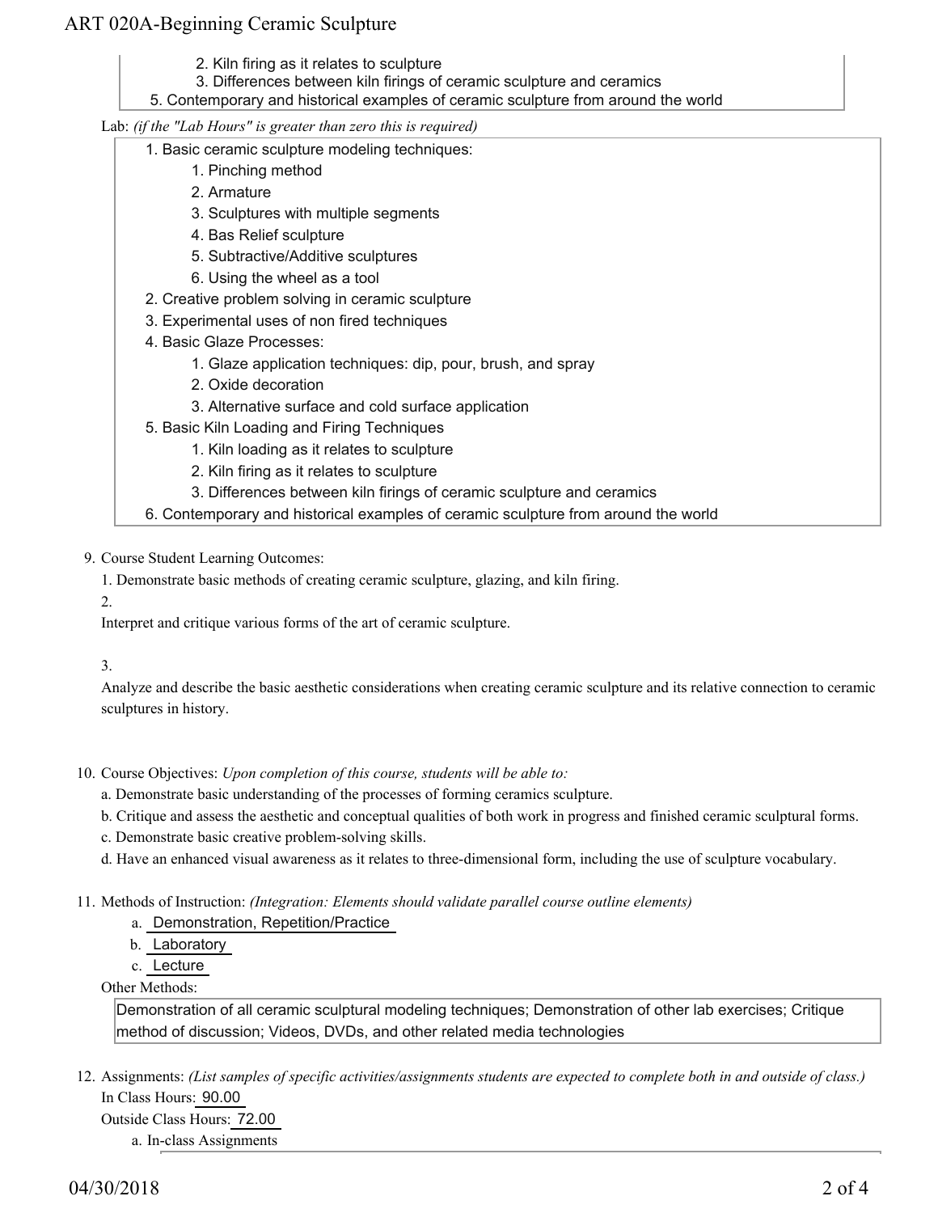2. Kiln firing as it relates to sculpture
3. Differences between kiln firings of ceramic sculpture and ceramics
5. Contemporary and historical examples of ceramic sculpture from around the world

Lab: *(if the "Lab Hours" is greater than zero this is required)*

1. Basic ceramic sculpture modeling techniques:
    1. Pinching method
    2. Armature
    3. Sculptures with multiple segments
    4. Bas Relief sculpture
    5. Subtractive/Additive sculptures
    6. Using the wheel as a tool
2. Creative problem solving in ceramic sculpture
3. Experimental uses of non fired techniques
4. Basic Glaze Processes:
    1. Glaze application techniques: dip, pour, brush, and spray
    2. Oxide decoration
    3. Alternative surface and cold surface application
5. Basic Kiln Loading and Firing Techniques
    1. Kiln loading as it relates to sculpture
    2. Kiln firing as it relates to sculpture
    3. Differences between kiln firings of ceramic sculpture and ceramics
6. Contemporary and historical examples of ceramic sculpture from around the world

9. Course Student Learning Outcomes:

1. Demonstrate basic methods of creating ceramic sculpture, glazing, and kiln firing.

2.

Interpret and critique various forms of the art of ceramic sculpture.

3.

Analyze and describe the basic aesthetic considerations when creating ceramic sculpture and its relative connection to ceramic sculptures in history.

10. Course Objectives: *Upon completion of this course, students will be able to:*

a. Demonstrate basic understanding of the processes of forming ceramics sculpture.
b. Critique and assess the aesthetic and conceptual qualities of both work in progress and finished ceramic sculptural forms.
c. Demonstrate basic creative problem-solving skills.
d. Have an enhanced visual awareness as it relates to three-dimensional form, including the use of sculpture vocabulary.

11. Methods of Instruction: *(Integration: Elements should validate parallel course outline elements)*

a. Demonstration, Repetition/Practice
b. Laboratory
c. Lecture

Other Methods:

Demonstration of all ceramic sculptural modeling techniques; Demonstration of other lab exercises; Critique method of discussion; Videos, DVDs, and other related media technologies

12. Assignments: *(List samples of specific activities/assignments students are expected to complete both in and outside of class.)*

In Class Hours: 90.00

Outside Class Hours: 72.00

a. In-class Assignments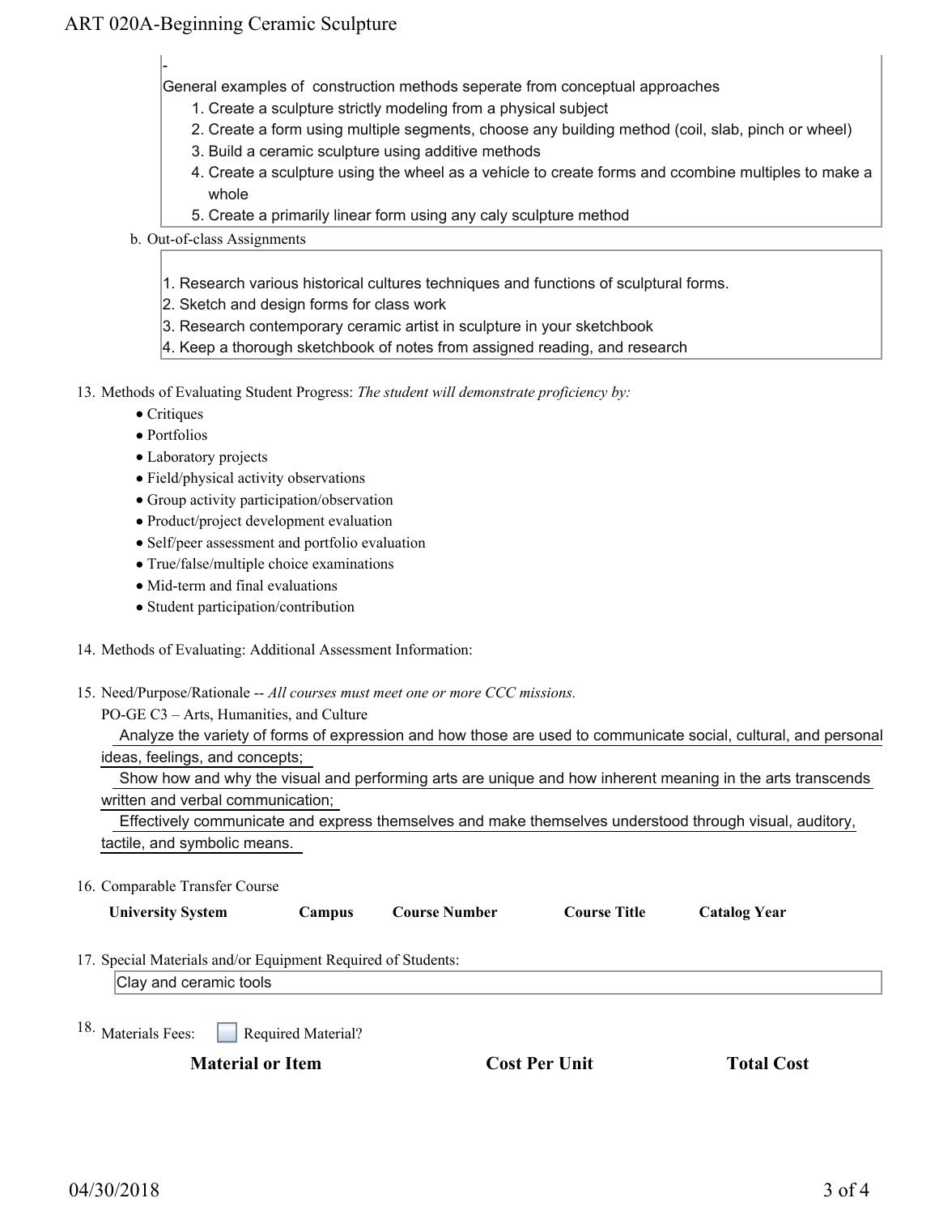-

General examples of construction methods seperate from conceptual approaches

1. Create a sculpture strictly modeling from a physical subject
2. Create a form using multiple segments, choose any building method (coil, slab, pinch or wheel)
3. Build a ceramic sculpture using additive methods
4. Create a sculpture using the wheel as a vehicle to create forms and ccombine multiples to make a whole
5. Create a primarily linear form using any caly sculpture method

b. Out-of-class Assignments

1. Research various historical cultures techniques and functions of sculptural forms.
2. Sketch and design forms for class work
3. Research contemporary ceramic artist in sculpture in your sketchbook
4. Keep a thorough sketchbook of notes from assigned reading, and research

13. Methods of Evaluating Student Progress: *The student will demonstrate proficiency by:*
    - Critiques
    - Portfolios
    - Laboratory projects
    - Field/physical activity observations
    - Group activity participation/observation
    - Product/project development evaluation
    - Self/peer assessment and portfolio evaluation
    - True/false/multiple choice examinations
    - Mid-term and final evaluations
    - Student participation/contribution

14. Methods of Evaluating: Additional Assessment Information:

15. Need/Purpose/Rationale -- *All courses must meet one or more CCC missions.*

    PO-GE C3 – Arts, Humanities, and Culture

    Analyze the variety of forms of expression and how those are used to communicate social, cultural, and personal ideas, feelings, and concepts;

    Show how and why the visual and performing arts are unique and how inherent meaning in the arts transcends written and verbal communication;

    Effectively communicate and express themselves and make themselves understood through visual, auditory, tactile, and symbolic means.

16. Comparable Transfer Course

| University System | Campus | Course Number | Course Title | Catalog Year |
|---|---|---|---|---|

17. Special Materials and/or Equipment Required of Students:

    Clay and ceramic tools

18. Materials Fees: ☐ Required Material?

| Material or Item | Cost Per Unit | Total Cost |
|---|---|---|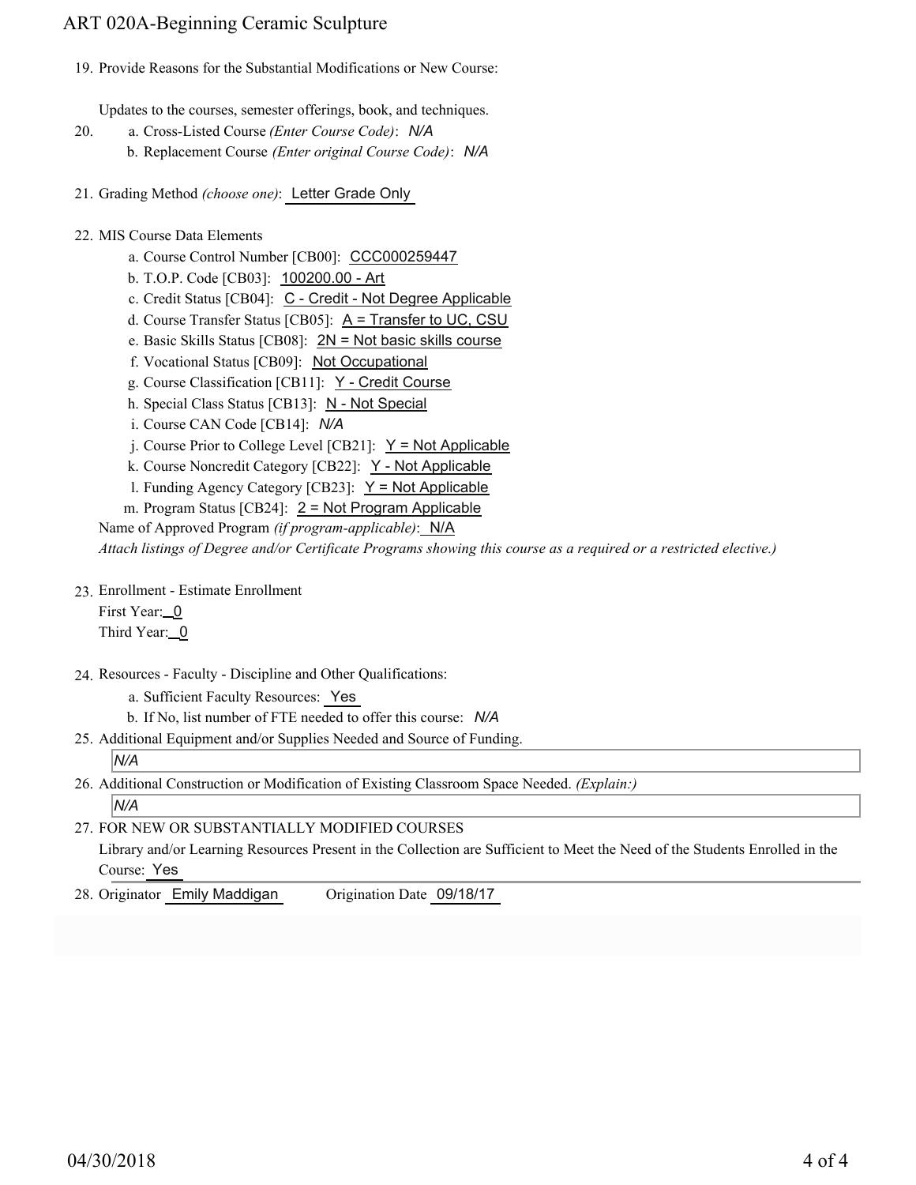19. Provide Reasons for the Substantial Modifications or New Course:

    Updates to the courses, semester offerings, book, and techniques.

20. a. Cross-Listed Course *(Enter Course Code)*: *N/A*
    b. Replacement Course *(Enter original Course Code)*: *N/A*

21. Grading Method *(choose one)*: Letter Grade Only

22. MIS Course Data Elements
    a. Course Control Number [CB00]: CCC000259447
    b. T.O.P. Code [CB03]: 100200.00 - Art
    c. Credit Status [CB04]: C - Credit - Not Degree Applicable
    d. Course Transfer Status [CB05]: A = Transfer to UC, CSU
    e. Basic Skills Status [CB08]: 2N = Not basic skills course
    f. Vocational Status [CB09]: Not Occupational
    g. Course Classification [CB11]: Y - Credit Course
    h. Special Class Status [CB13]: N - Not Special
    i. Course CAN Code [CB14]: *N/A*
    j. Course Prior to College Level [CB21]: Y = Not Applicable
    k. Course Noncredit Category [CB22]: Y - Not Applicable
    l. Funding Agency Category [CB23]: Y = Not Applicable
    m. Program Status [CB24]: 2 = Not Program Applicable

    Name of Approved Program *(if program-applicable)*: N/A

    *Attach listings of Degree and/or Certificate Programs showing this course as a required or a restricted elective.)*

23. Enrollment - Estimate Enrollment
    First Year: 0
    Third Year: 0

24. Resources - Faculty - Discipline and Other Qualifications:
    a. Sufficient Faculty Resources: Yes
    b. If No, list number of FTE needed to offer this course: *N/A*

25. Additional Equipment and/or Supplies Needed and Source of Funding.

    *N/A*

26. Additional Construction or Modification of Existing Classroom Space Needed. *(Explain:)*

    *N/A*

27. FOR NEW OR SUBSTANTIALLY MODIFIED COURSES
    Library and/or Learning Resources Present in the Collection are Sufficient to Meet the Need of the Students Enrolled in the Course: Yes

28. Originator Emily Maddigan    Origination Date 09/18/17